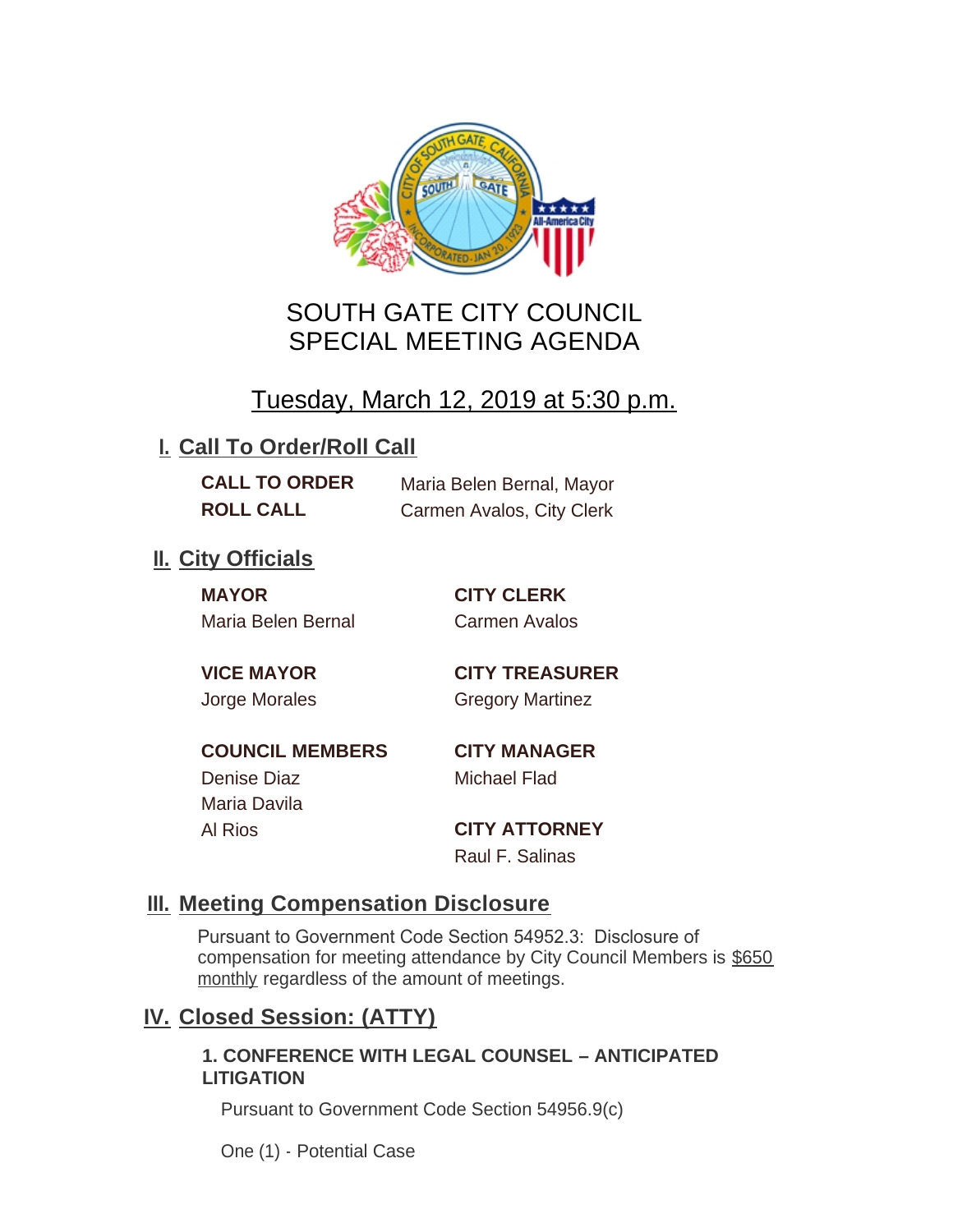# SOUTH GATE CITY COUNCIL
# SPECIAL MEETING AGENDA

## Tuesday, March 12, 2019 at 5:30 p.m.

## I. Call To Order/Roll Call

**CALL TO ORDER** Maria Belen Bernal, Mayor

**ROLL CALL** Carmen Avalos, City Clerk

## II. City Officials

**MAYOR**
Maria Belen Bernal

**VICE MAYOR**
Jorge Morales

**COUNCIL MEMBERS**
Denise Diaz
Maria Davila
Al Rios

**CITY CLERK**
Carmen Avalos

**CITY TREASURER**
Gregory Martinez

**CITY MANAGER**
Michael Flad

**CITY ATTORNEY**
Raul F. Salinas

## III. Meeting Compensation Disclosure

Pursuant to Government Code Section 54952.3: Disclosure of compensation for meeting attendance by City Council Members is $650 monthly regardless of the amount of meetings.

## IV. Closed Session: (ATTY)

**1. CONFERENCE WITH LEGAL COUNSEL – ANTICIPATED LITIGATION**

Pursuant to Government Code Section 54956.9(c)

One (1) - Potential Case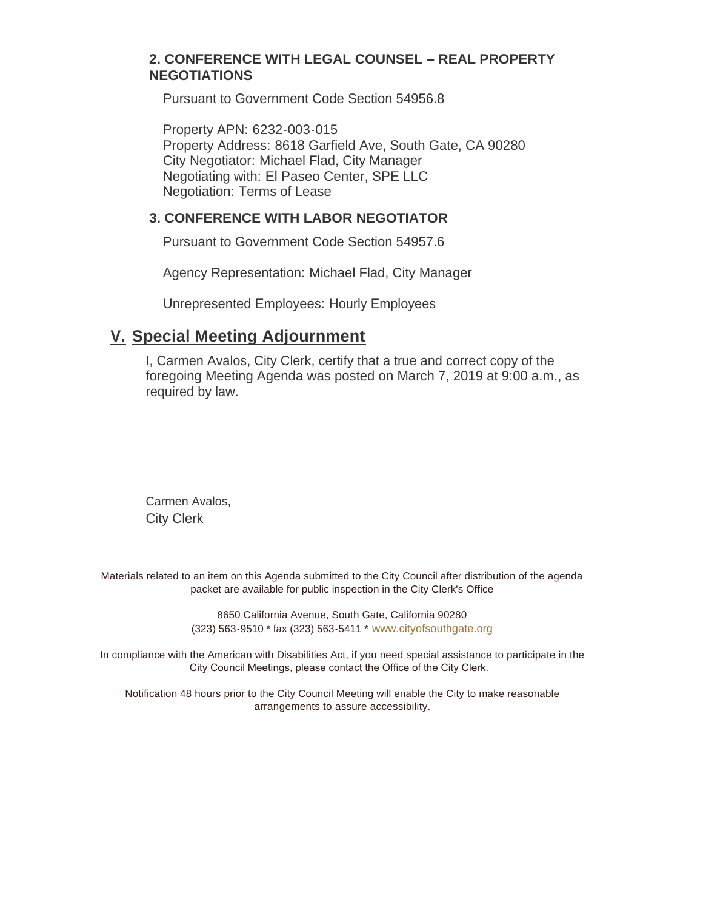### 2. CONFERENCE WITH LEGAL COUNSEL – REAL PROPERTY NEGOTIATIONS

Pursuant to Government Code Section 54956.8

Property APN: 6232-003-015
Property Address: 8618 Garfield Ave, South Gate, CA 90280
City Negotiator: Michael Flad, City Manager
Negotiating with: El Paseo Center, SPE LLC
Negotiation: Terms of Lease

### 3. CONFERENCE WITH LABOR NEGOTIATOR

Pursuant to Government Code Section 54957.6

Agency Representation: Michael Flad, City Manager

Unrepresented Employees: Hourly Employees

## V. Special Meeting Adjournment

I, Carmen Avalos, City Clerk, certify that a true and correct copy of the foregoing Meeting Agenda was posted on March 7, 2019 at 9:00 a.m., as required by law.

Carmen Avalos,
City Clerk

Materials related to an item on this Agenda submitted to the City Council after distribution of the agenda packet are available for public inspection in the City Clerk's Office

8650 California Avenue, South Gate, California 90280
(323) 563-9510 * fax (323) 563-5411 * www.cityofsouthgate.org

In compliance with the American with Disabilities Act, if you need special assistance to participate in the City Council Meetings, please contact the Office of the City Clerk.

Notification 48 hours prior to the City Council Meeting will enable the City to make reasonable arrangements to assure accessibility.